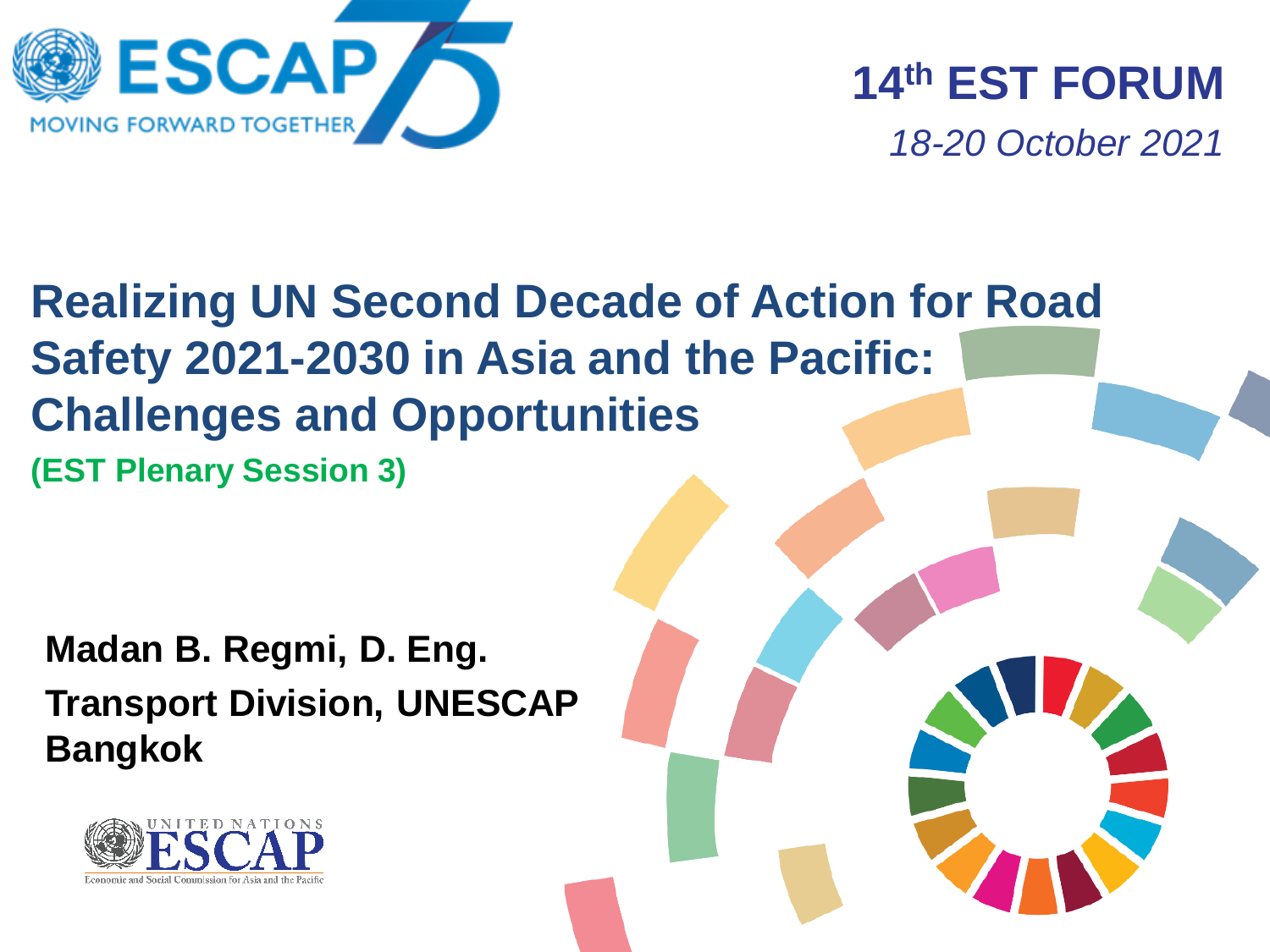ESCAP 75 — MOVING FORWARD TOGETHER

**14th EST FORUM**

*18-20 October 2021*

# Realizing UN Second Decade of Action for Road Safety 2021-2030 in Asia and the Pacific: Challenges and Opportunities

**(EST Plenary Session 3)**

**Madan B. Regmi, D. Eng.**

**Transport Division, UNESCAP**

**Bangkok**

UNITED NATIONS ESCAP

Economic and Social Commission for Asia and the Pacific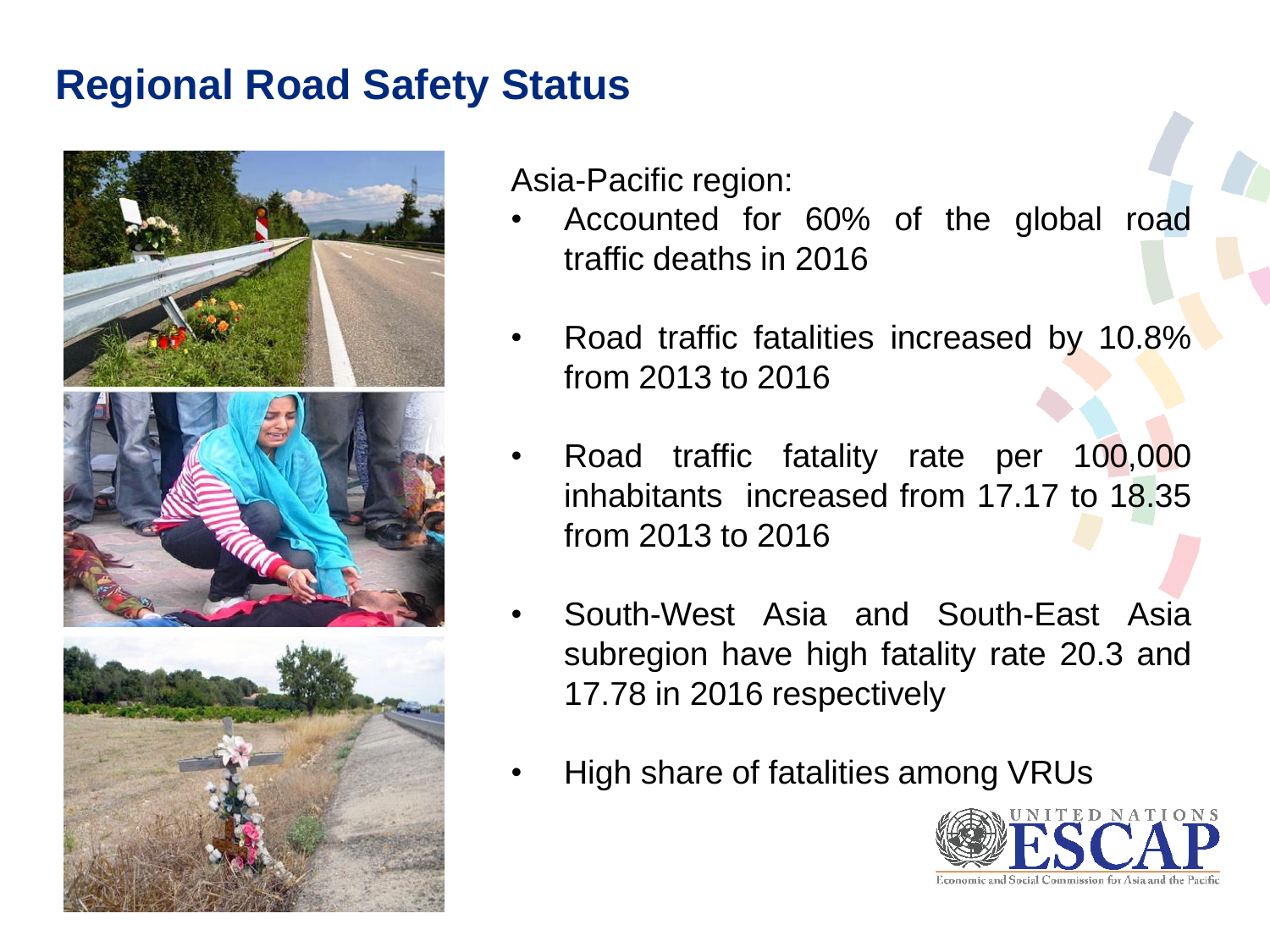# Regional Road Safety Status

Asia-Pacific region:

- Accounted for 60% of the global road traffic deaths in 2016
- Road traffic fatalities increased by 10.8% from 2013 to 2016
- Road traffic fatality rate per 100,000 inhabitants increased from 17.17 to 18.35 from 2013 to 2016
- South-West Asia and South-East Asia subregion have high fatality rate 20.3 and 17.78 in 2016 respectively
- High share of fatalities among VRUs

UNITED NATIONS ESCAP
Economic and Social Commission for Asia and the Pacific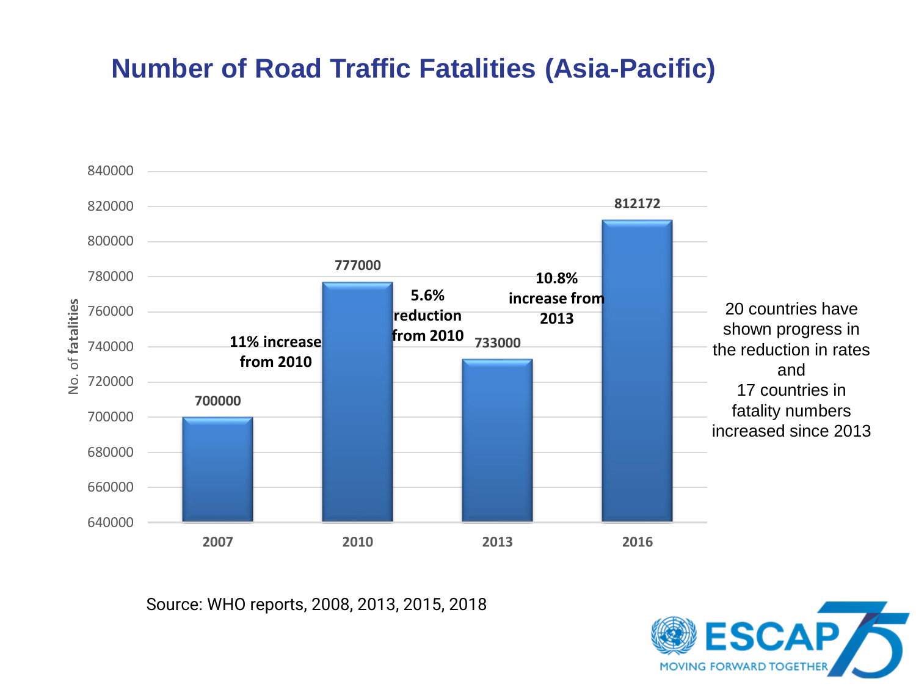# Number of Road Traffic Fatalities (Asia-Pacific)

| Year | No. of fatalities |
|---|---|
| 2007 | 700000 |
| 2010 | 777000 |
| 2013 | 733000 |
| 2016 | 812172 |

11% increase from 2010

5.6% reduction from 2010

10.8% increase from 2013

20 countries have shown progress in the reduction in rates and 17 countries in fatality numbers increased since 2013

Source: WHO reports, 2008, 2013, 2015, 2018

ESCAP 75 MOVING FORWARD TOGETHER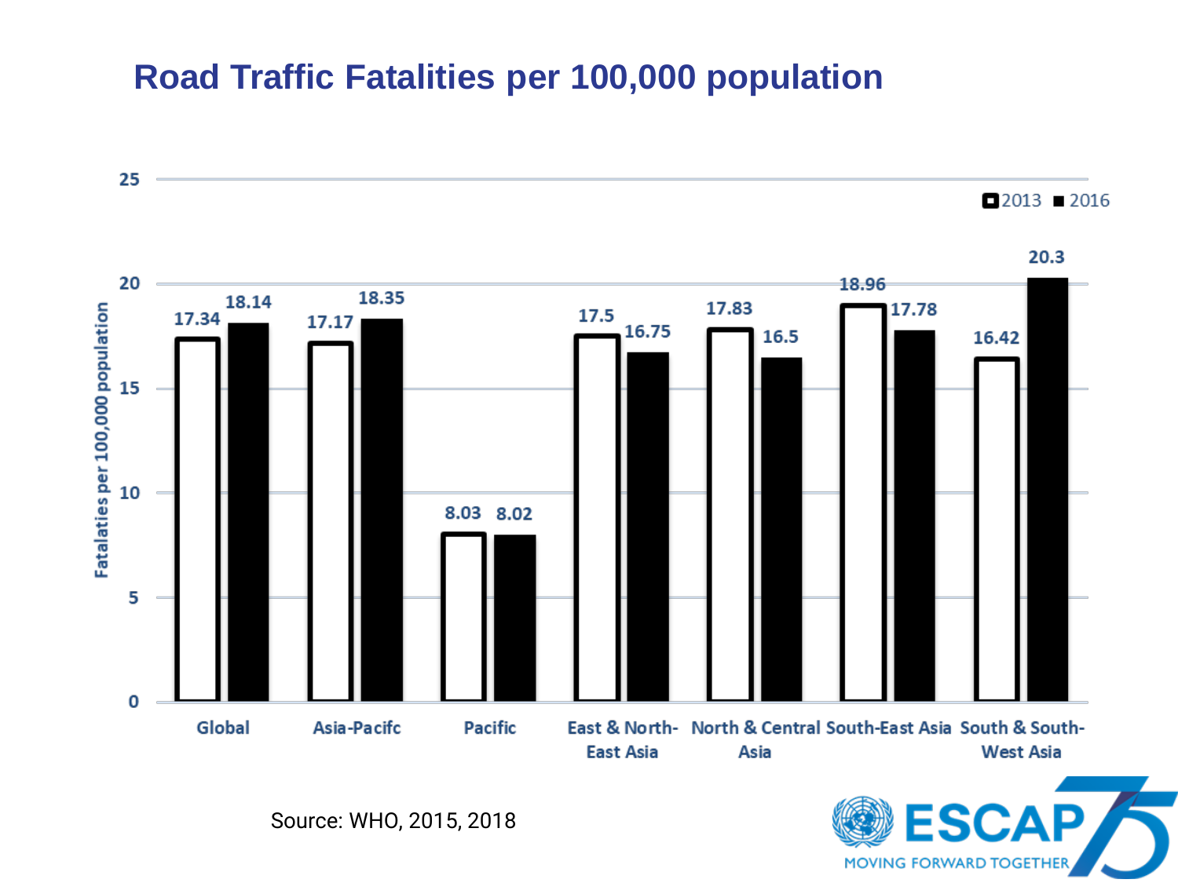# Road Traffic Fatalities per 100,000 population

| Region | 2013 | 2016 |
| --- | --- | --- |
| Global | 17.34 | 18.14 |
| Asia-Pacifc | 17.17 | 18.35 |
| Pacific | 8.03 | 8.02 |
| East & North-East Asia | 17.5 | 16.75 |
| North & Central Asia | 17.83 | 16.5 |
| South-East Asia | 18.96 | 17.78 |
| South & South-West Asia | 16.42 | 20.3 |

Fatalaties per 100,000 population

Source: WHO, 2015, 2018

ESCAP 75
MOVING FORWARD TOGETHER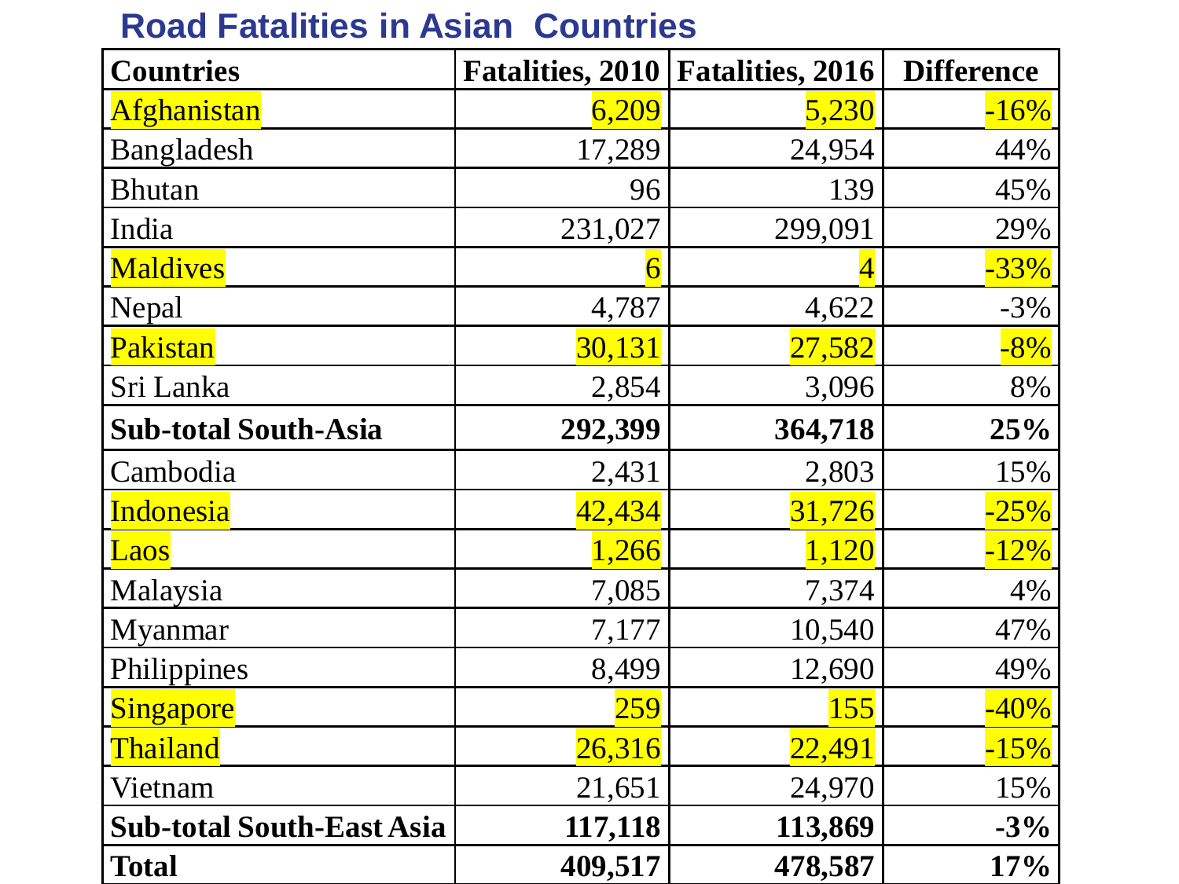## Road Fatalities in Asian Countries

| Countries | Fatalities, 2010 | Fatalities, 2016 | Difference |
|---|---|---|---|
| Afghanistan | 6,209 | 5,230 | -16% |
| Bangladesh | 17,289 | 24,954 | 44% |
| Bhutan | 96 | 139 | 45% |
| India | 231,027 | 299,091 | 29% |
| Maldives | 6 | 4 | -33% |
| Nepal | 4,787 | 4,622 | -3% |
| Pakistan | 30,131 | 27,582 | -8% |
| Sri Lanka | 2,854 | 3,096 | 8% |
| **Sub-total South-Asia** | **292,399** | **364,718** | **25%** |
| Cambodia | 2,431 | 2,803 | 15% |
| Indonesia | 42,434 | 31,726 | -25% |
| Laos | 1,266 | 1,120 | -12% |
| Malaysia | 7,085 | 7,374 | 4% |
| Myanmar | 7,177 | 10,540 | 47% |
| Philippines | 8,499 | 12,690 | 49% |
| Singapore | 259 | 155 | -40% |
| Thailand | 26,316 | 22,491 | -15% |
| Vietnam | 21,651 | 24,970 | 15% |
| **Sub-total South-East Asia** | **117,118** | **113,869** | **-3%** |
| **Total** | **409,517** | **478,587** | **17%** |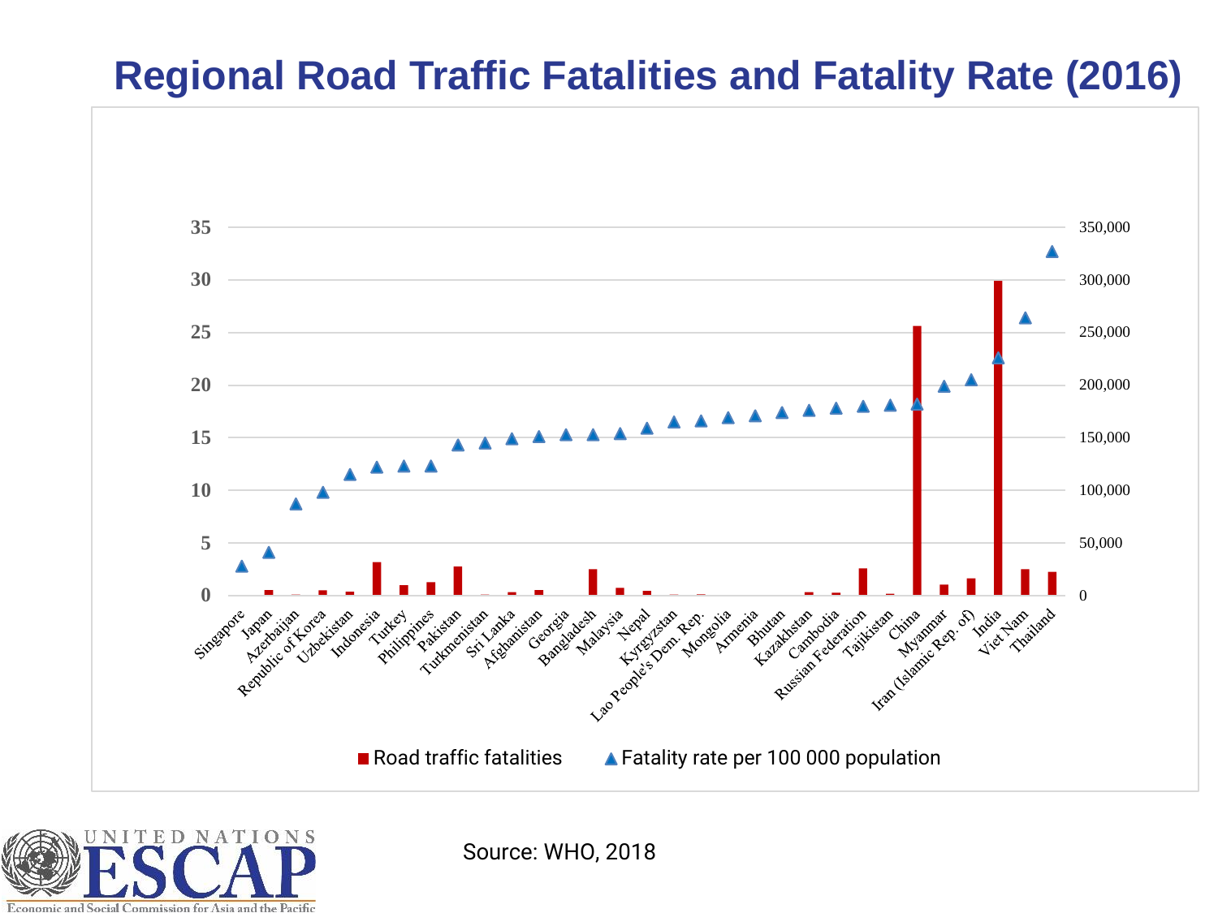# Regional Road Traffic Fatalities and Fatality Rate (2016)

Source: WHO, 2018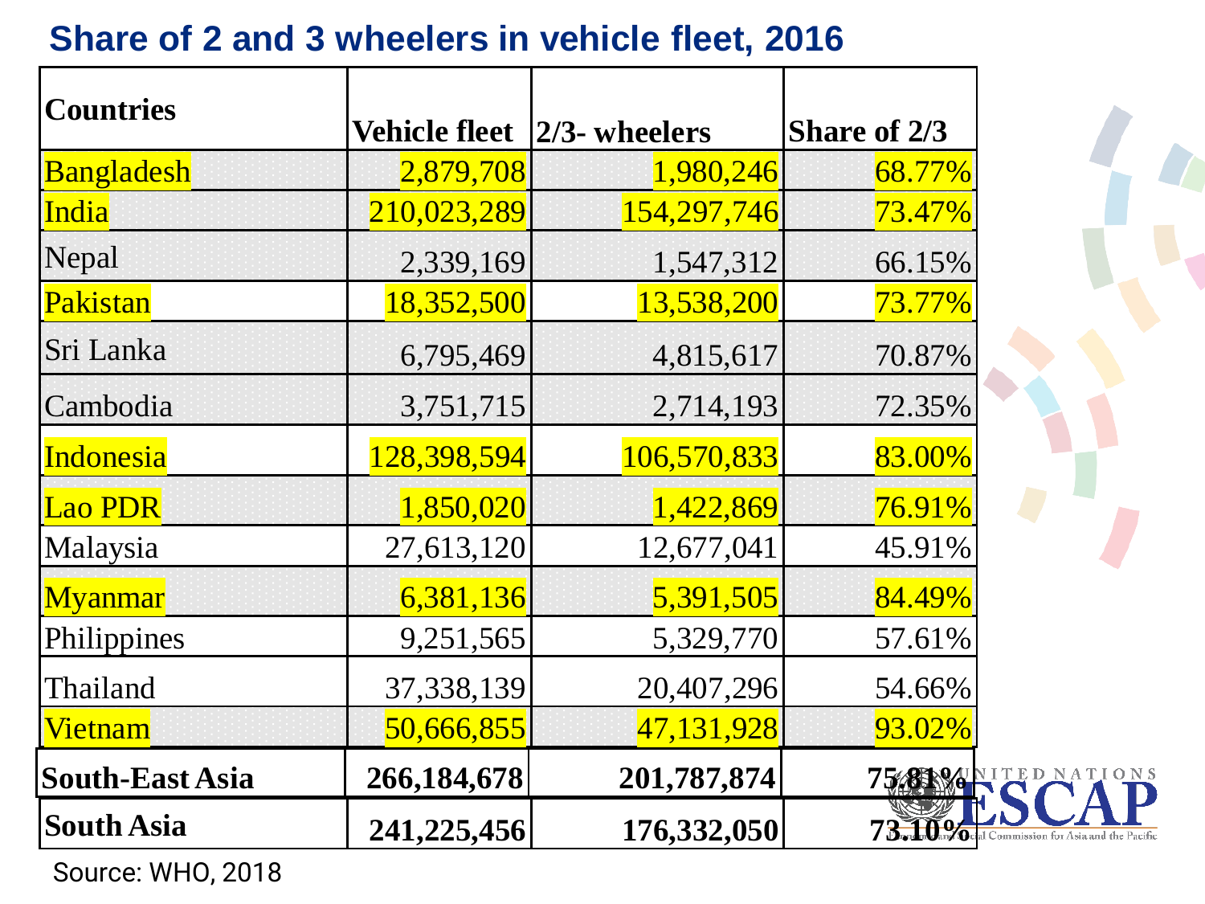## Share of 2 and 3 wheelers in vehicle fleet, 2016

| Countries | Vehicle fleet | 2/3- wheelers | Share of 2/3 |
|---|---|---|---|
| Bangladesh | 2,879,708 | 1,980,246 | 68.77% |
| India | 210,023,289 | 154,297,746 | 73.47% |
| Nepal | 2,339,169 | 1,547,312 | 66.15% |
| Pakistan | 18,352,500 | 13,538,200 | 73.77% |
| Sri Lanka | 6,795,469 | 4,815,617 | 70.87% |
| Cambodia | 3,751,715 | 2,714,193 | 72.35% |
| Indonesia | 128,398,594 | 106,570,833 | 83.00% |
| Lao PDR | 1,850,020 | 1,422,869 | 76.91% |
| Malaysia | 27,613,120 | 12,677,041 | 45.91% |
| Myanmar | 6,381,136 | 5,391,505 | 84.49% |
| Philippines | 9,251,565 | 5,329,770 | 57.61% |
| Thailand | 37,338,139 | 20,407,296 | 54.66% |
| Vietnam | 50,666,855 | 47,131,928 | 93.02% |
| **South-East Asia** | **266,184,678** | **201,787,874** | **75.81%** |
| **South Asia** | **241,225,456** | **176,332,050** | **73.10%** |

Source: WHO, 2018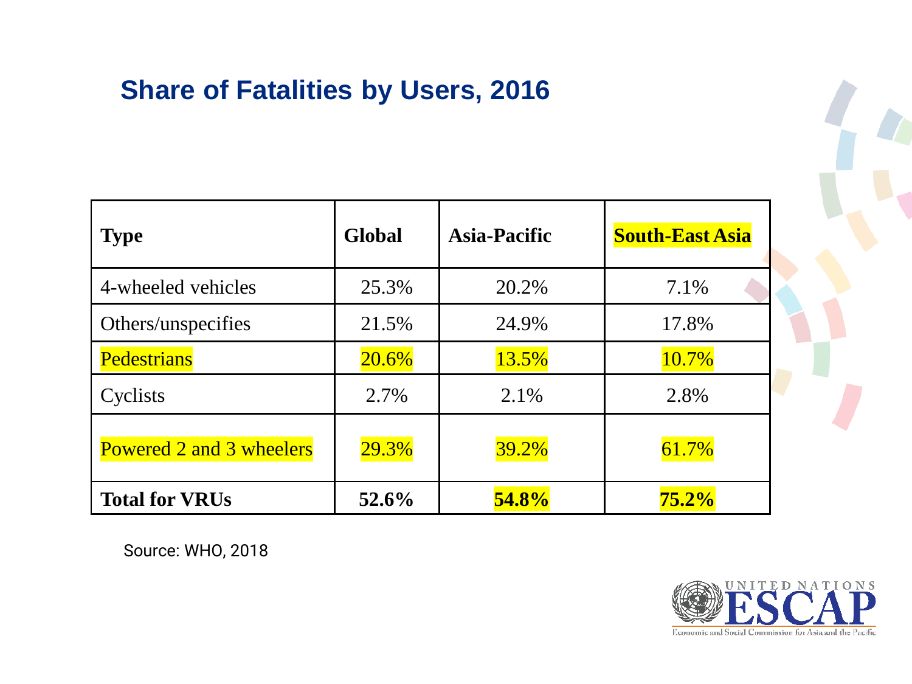## Share of Fatalities by Users, 2016

| Type | Global | Asia-Pacific | South-East Asia |
|---|---|---|---|
| 4-wheeled vehicles | 25.3% | 20.2% | 7.1% |
| Others/unspecifies | 21.5% | 24.9% | 17.8% |
| Pedestrians | 20.6% | 13.5% | 10.7% |
| Cyclists | 2.7% | 2.1% | 2.8% |
| Powered 2 and 3 wheelers | 29.3% | 39.2% | 61.7% |
| **Total for VRUs** | **52.6%** | **54.8%** | **75.2%** |

Source: WHO, 2018

UNITED NATIONS ESCAP
Economic and Social Commission for Asia and the Pacific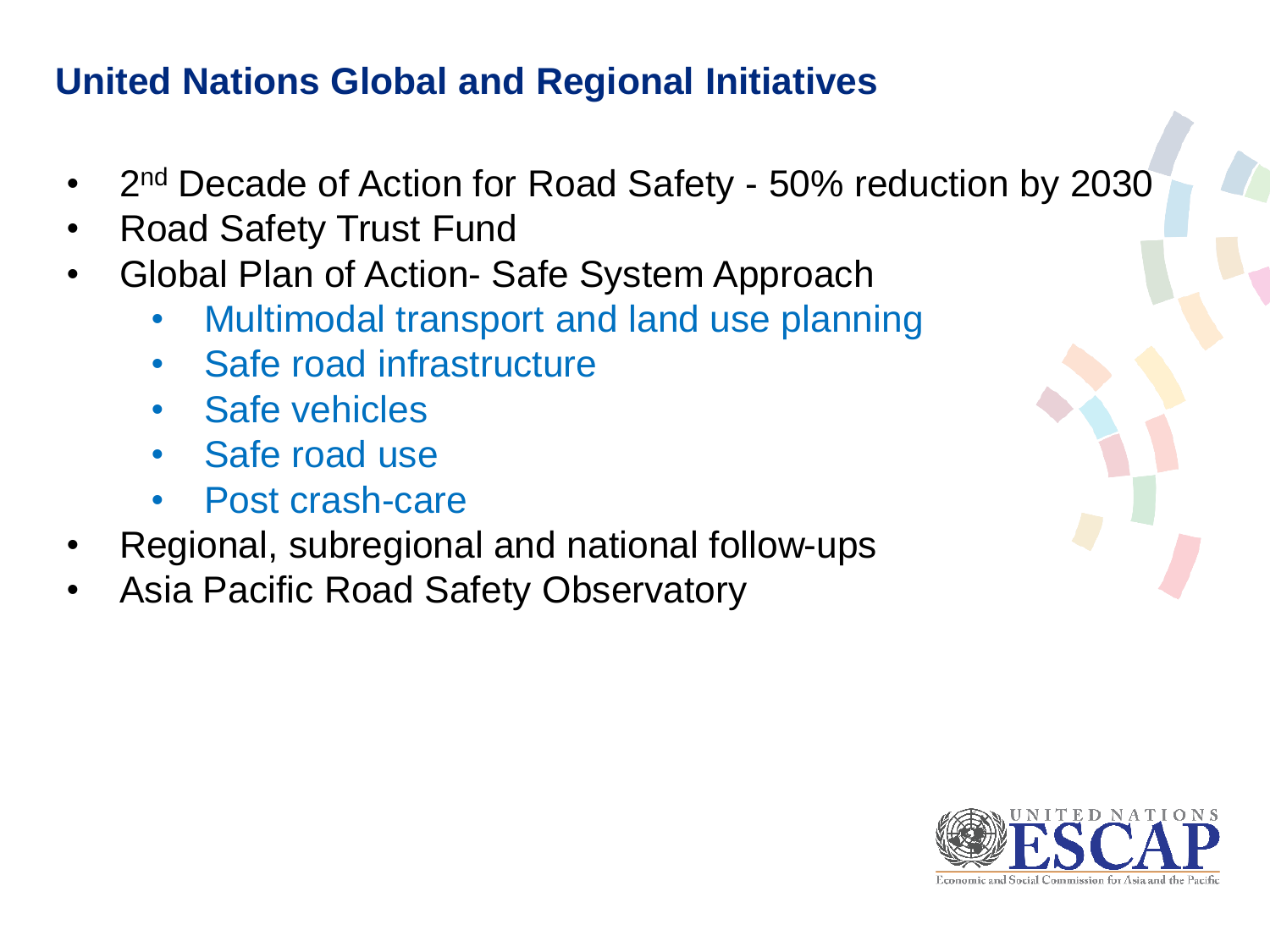## United Nations Global and Regional Initiatives

- 2nd Decade of Action for Road Safety - 50% reduction by 2030
- Road Safety Trust Fund
- Global Plan of Action- Safe System Approach
  - Multimodal transport and land use planning
  - Safe road infrastructure
  - Safe vehicles
  - Safe road use
  - Post crash-care
- Regional, subregional and national follow-ups
- Asia Pacific Road Safety Observatory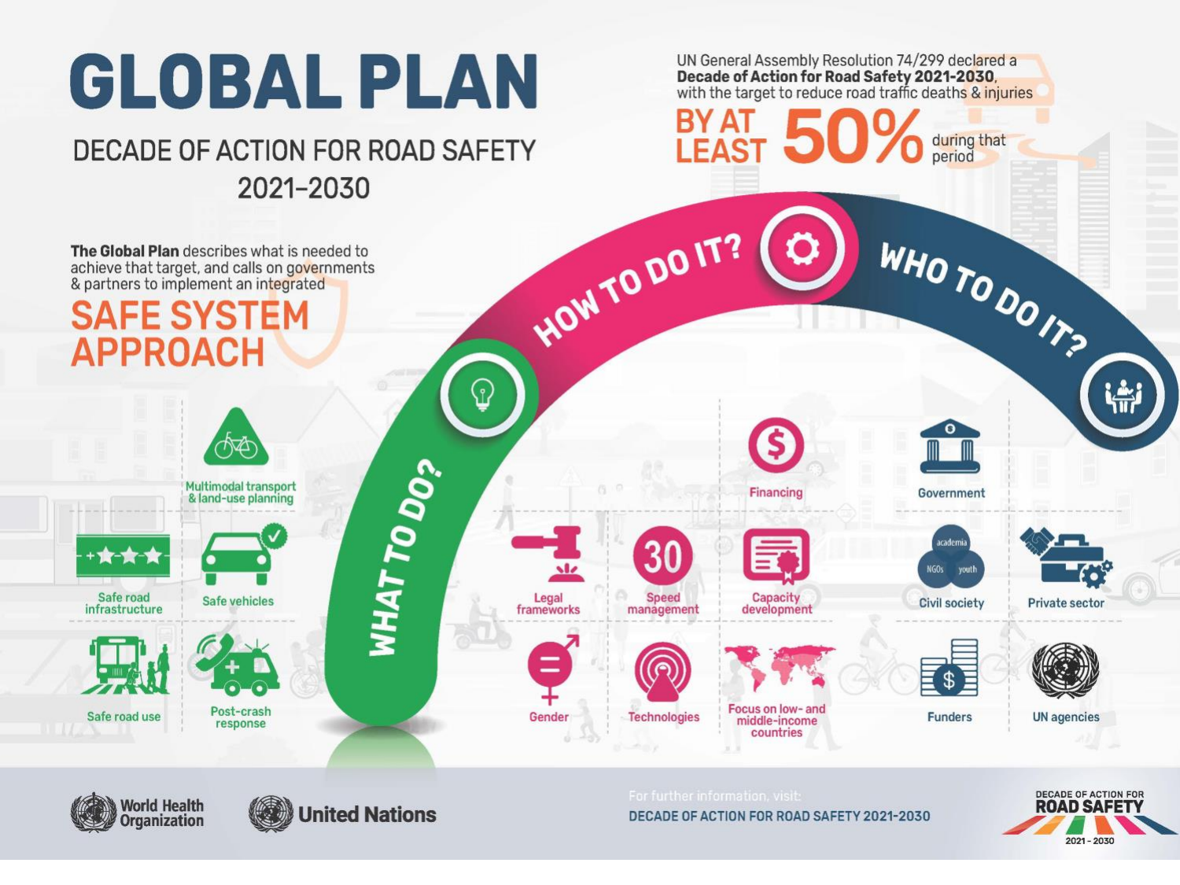# GLOBAL PLAN

## DECADE OF ACTION FOR ROAD SAFETY 2021–2030

UN General Assembly Resolution 74/299 declared a **Decade of Action for Road Safety 2021-2030**, with the target to reduce road traffic deaths & injuries

**BY AT LEAST 50%** during that period

**The Global Plan** describes what is needed to achieve that target, and calls on governments & partners to implement an integrated

## SAFE SYSTEM APPROACH

### WHAT TO DO?

- Multimodal transport & land-use planning
- Safe road infrastructure
- Safe vehicles
- Safe road use
- Post-crash response

### HOW TO DO IT?

- Financing
- Legal frameworks
- Speed management
- Capacity development
- Gender
- Technologies
- Focus on low- and middle-income countries

### WHO TO DO IT?

- Government
- Civil society (academia, NGOs, youth)
- Private sector
- Funders
- UN agencies

World Health Organization | United Nations

For further information, visit:
DECADE OF ACTION FOR ROAD SAFETY 2021-2030

DECADE OF ACTION FOR ROAD SAFETY 2021 - 2030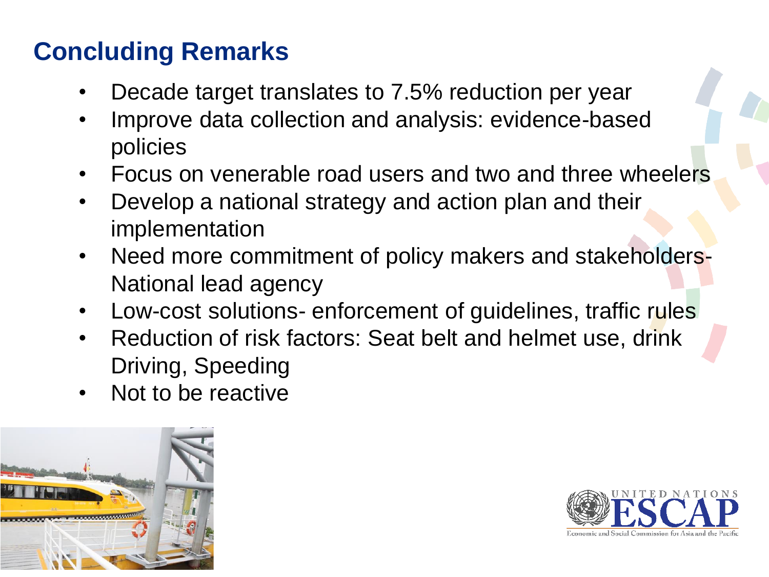## Concluding Remarks

- Decade target translates to 7.5% reduction per year
- Improve data collection and analysis: evidence-based policies
- Focus on venerable road users and two and three wheelers
- Develop a national strategy and action plan and their implementation
- Need more commitment of policy makers and stakeholders- National lead agency
- Low-cost solutions- enforcement of guidelines, traffic rules
- Reduction of risk factors: Seat belt and helmet use, drink Driving, Speeding
- Not to be reactive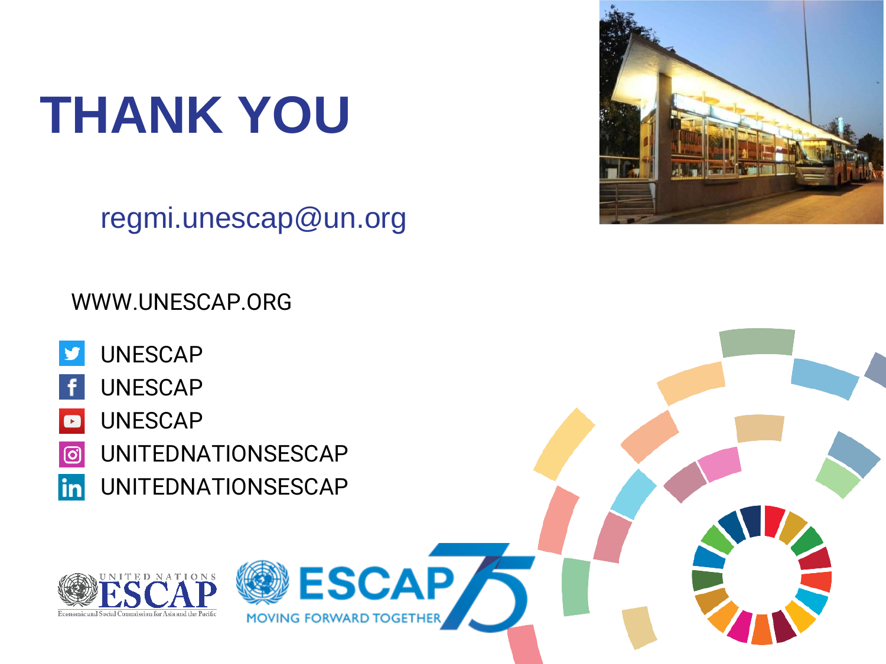# THANK YOU

regmi.unescap@un.org

WWW.UNESCAP.ORG

- UNESCAP
- UNESCAP
- UNESCAP
- UNITEDNATIONSESCAP
- UNITEDNATIONSESCAP

UNITED NATIONS ESCAP
Economic and Social Commission for Asia and the Pacific

ESCAP 75
MOVING FORWARD TOGETHER